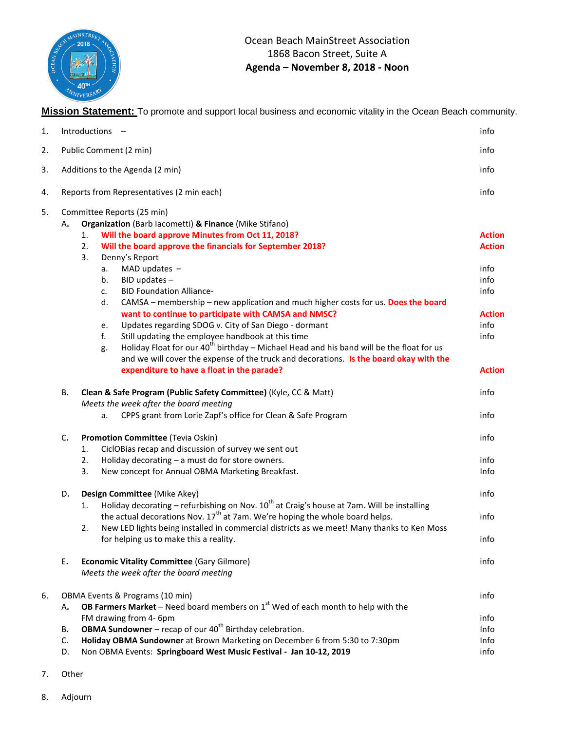Ocean Beach MainStreet Association
1868 Bacon Street, Suite A
**Agenda – November 8, 2018 - Noon**

**Mission Statement:** To promote and support local business and economic vitality in the Ocean Beach community.

1. Introductions – info
2. Public Comment (2 min) info
3. Additions to the Agenda (2 min) info
4. Reports from Representatives (2 min each) info
5. Committee Reports (25 min)
   A. **Organization** (Barb Iacometti) **& Finance** (Mike Stifano)
      1. **Will the board approve Minutes from Oct 11, 2018?** **Action**
      2. **Will the board approve the financials for September 2018?** **Action**
      3. Denny's Report
         a. MAD updates – info
         b. BID updates – info
         c. BID Foundation Alliance- info
         d. CAMSA – membership – new application and much higher costs for us. **Does the board want to continue to participate with CAMSA and NMSC?** **Action**
         e. Updates regarding SDOG v. City of San Diego - dormant info
         f. Still updating the employee handbook at this time info
         g. Holiday Float for our 40th birthday – Michael Head and his band will be the float for us and we will cover the expense of the truck and decorations. **Is the board okay with the expenditure to have a float in the parade?** **Action**

   B. **Clean & Safe Program (Public Safety Committee)** (Kyle, CC & Matt) info
      *Meets the week after the board meeting*
         a. CPPS grant from Lorie Zapf's office for Clean & Safe Program info

   C. **Promotion Committee** (Tevia Oskin) info
      1. CiclOBias recap and discussion of survey we sent out
      2. Holiday decorating – a must do for store owners. info
      3. New concept for Annual OBMA Marketing Breakfast. Info

   D. **Design Committee** (Mike Akey) info
      1. Holiday decorating – refurbishing on Nov. 10th at Craig's house at 7am. Will be installing the actual decorations Nov. 17th at 7am. We're hoping the whole board helps. info
      2. New LED lights being installed in commercial districts as we meet! Many thanks to Ken Moss for helping us to make this a reality. info

   E. **Economic Vitality Committee** (Gary Gilmore) info
      *Meets the week after the board meeting*

6. OBMA Events & Programs (10 min) info
   A. **OB Farmers Market** – Need board members on 1st Wed of each month to help with the FM drawing from 4- 6pm info
   B. **OBMA Sundowner** – recap of our 40th Birthday celebration. Info
   C. **Holiday OBMA Sundowner** at Brown Marketing on December 6 from 5:30 to 7:30pm Info
   D. Non OBMA Events: **Springboard West Music Festival - Jan 10-12, 2019** info

7. Other

8. Adjourn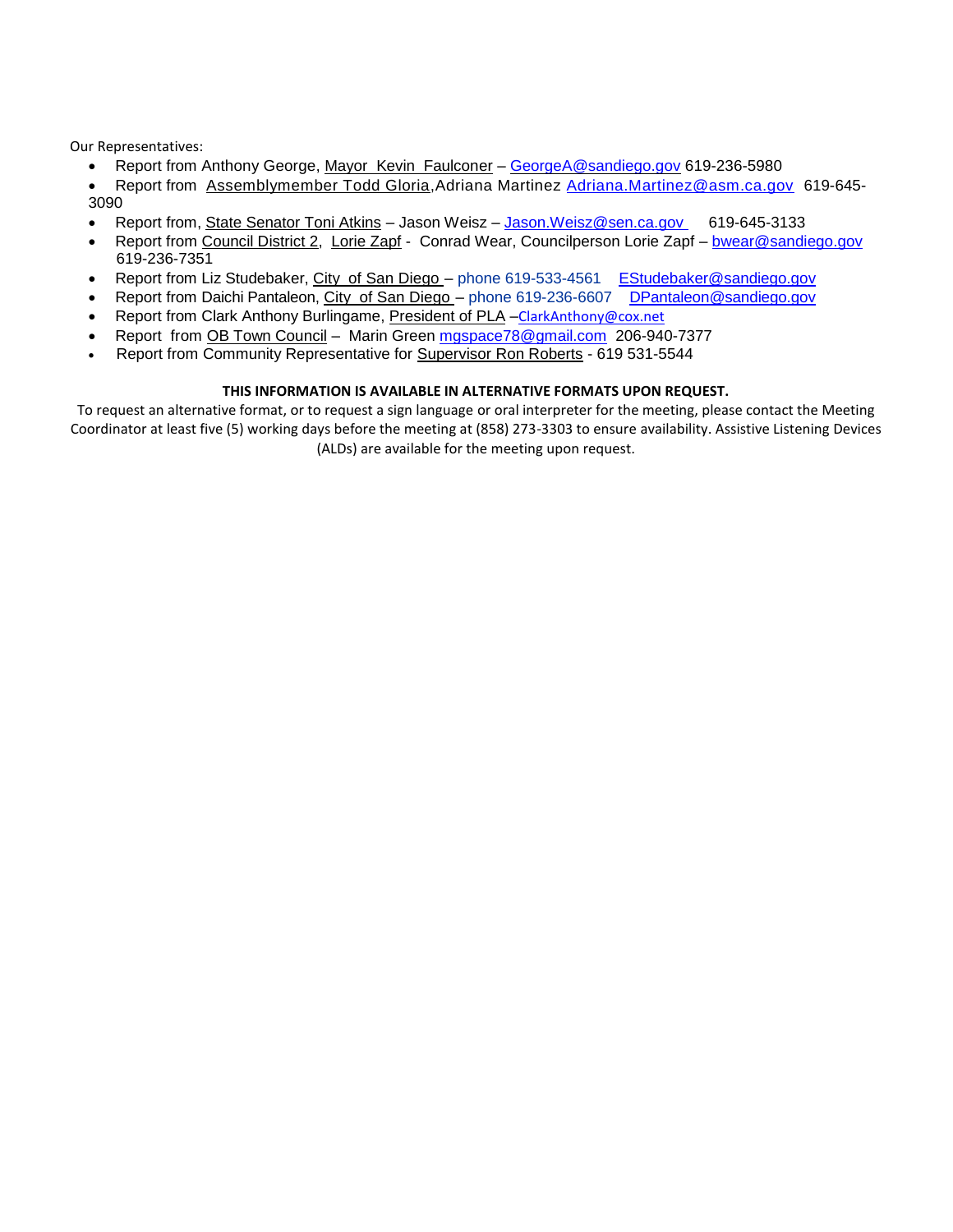Our Representatives:

- Report from Anthony George, Mayor Kevin Faulconer – GeorgeA@sandiego.gov 619-236-5980
- Report from Assemblymember Todd Gloria, Adriana Martinez Adriana.Martinez@asm.ca.gov 619-645-3090
- Report from, State Senator Toni Atkins – Jason Weisz – Jason.Weisz@sen.ca.gov 619-645-3133
- Report from Council District 2, Lorie Zapf - Conrad Wear, Councilperson Lorie Zapf – bwear@sandiego.gov 619-236-7351
- Report from Liz Studebaker, City of San Diego – phone 619-533-4561 EStudebaker@sandiego.gov
- Report from Daichi Pantaleon, City of San Diego – phone 619-236-6607 DPantaleon@sandiego.gov
- Report from Clark Anthony Burlingame, President of PLA –ClarkAnthony@cox.net
- Report from OB Town Council – Marin Green mgspace78@gmail.com 206-940-7377
- Report from Community Representative for Supervisor Ron Roberts - 619 531-5544

**THIS INFORMATION IS AVAILABLE IN ALTERNATIVE FORMATS UPON REQUEST.**

To request an alternative format, or to request a sign language or oral interpreter for the meeting, please contact the Meeting Coordinator at least five (5) working days before the meeting at (858) 273-3303 to ensure availability. Assistive Listening Devices (ALDs) are available for the meeting upon request.